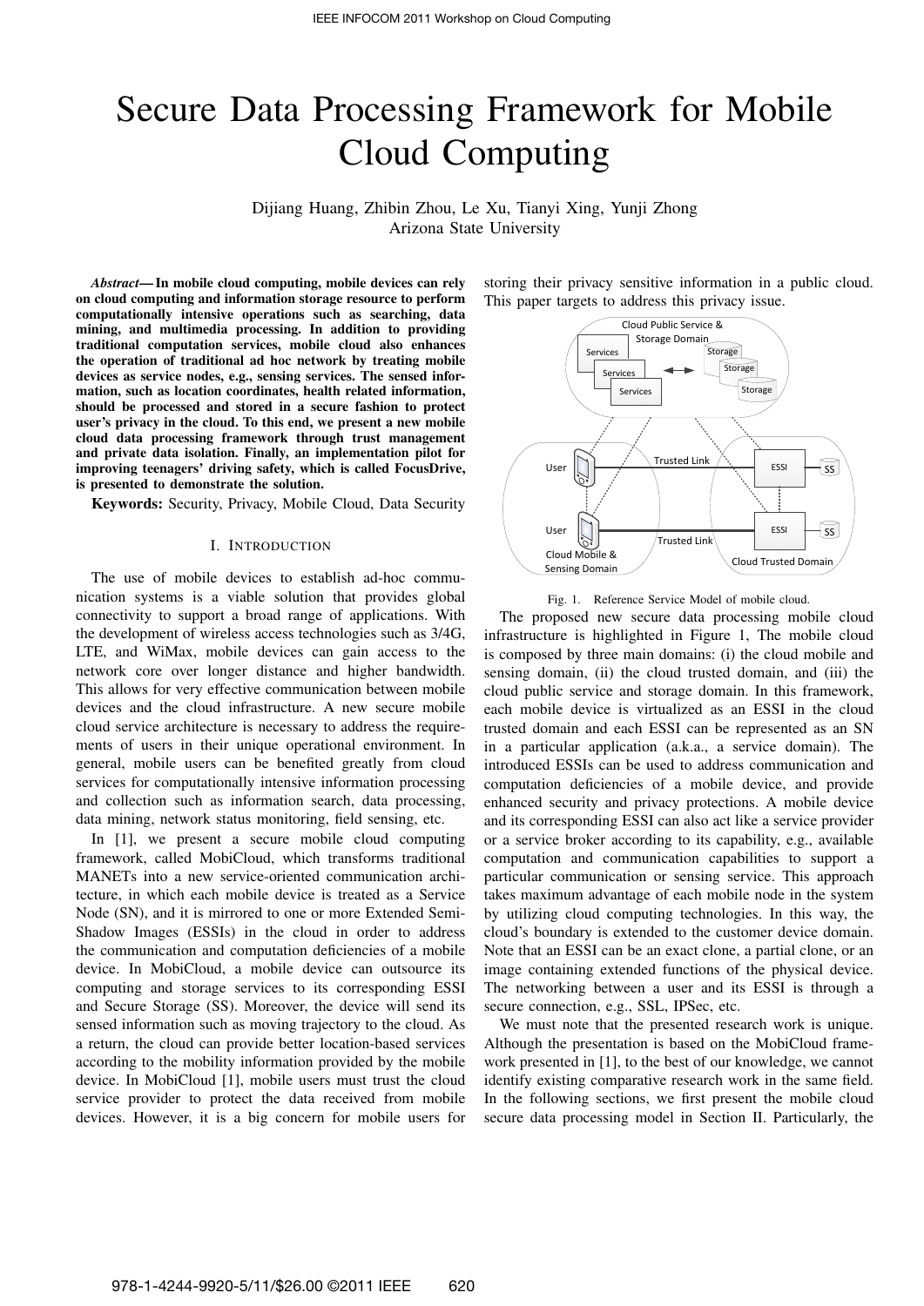# Secure Data Processing Framework for Mobile Cloud Computing

Dijiang Huang, Zhibin Zhou, Le Xu, Tianyi Xing, Yunji Zhong
Arizona State University

***Abstract*— In mobile cloud computing, mobile devices can rely on cloud computing and information storage resource to perform computationally intensive operations such as searching, data mining, and multimedia processing. In addition to providing traditional computation services, mobile cloud also enhances the operation of traditional ad hoc network by treating mobile devices as service nodes, e.g., sensing services. The sensed information, such as location coordinates, health related information, should be processed and stored in a secure fashion to protect user's privacy in the cloud. To this end, we present a new mobile cloud data processing framework through trust management and private data isolation. Finally, an implementation pilot for improving teenagers' driving safety, which is called FocusDrive, is presented to demonstrate the solution.**

**Keywords:** Security, Privacy, Mobile Cloud, Data Security

## I. Introduction

The use of mobile devices to establish ad-hoc communication systems is a viable solution that provides global connectivity to support a broad range of applications. With the development of wireless access technologies such as 3/4G, LTE, and WiMax, mobile devices can gain access to the network core over longer distance and higher bandwidth. This allows for very effective communication between mobile devices and the cloud infrastructure. A new secure mobile cloud service architecture is necessary to address the requirements of users in their unique operational environment. In general, mobile users can be benefited greatly from cloud services for computationally intensive information processing and collection such as information search, data processing, data mining, network status monitoring, field sensing, etc.

In [1], we present a secure mobile cloud computing framework, called MobiCloud, which transforms traditional MANETs into a new service-oriented communication architecture, in which each mobile device is treated as a Service Node (SN), and it is mirrored to one or more Extended Semi-Shadow Images (ESSIs) in the cloud in order to address the communication and computation deficiencies of a mobile device. In MobiCloud, a mobile device can outsource its computing and storage services to its corresponding ESSI and Secure Storage (SS). Moreover, the device will send its sensed information such as moving trajectory to the cloud. As a return, the cloud can provide better location-based services according to the mobility information provided by the mobile device. In MobiCloud [1], mobile users must trust the cloud service provider to protect the data received from mobile devices. However, it is a big concern for mobile users for storing their privacy sensitive information in a public cloud. This paper targets to address this privacy issue.

Fig. 1. Reference Service Model of mobile cloud.

The proposed new secure data processing mobile cloud infrastructure is highlighted in Figure 1, The mobile cloud is composed by three main domains: (i) the cloud mobile and sensing domain, (ii) the cloud trusted domain, and (iii) the cloud public service and storage domain. In this framework, each mobile device is virtualized as an ESSI in the cloud trusted domain and each ESSI can be represented as an SN in a particular application (a.k.a., a service domain). The introduced ESSIs can be used to address communication and computation deficiencies of a mobile device, and provide enhanced security and privacy protections. A mobile device and its corresponding ESSI can also act like a service provider or a service broker according to its capability, e.g., available computation and communication capabilities to support a particular communication or sensing service. This approach takes maximum advantage of each mobile node in the system by utilizing cloud computing technologies. In this way, the cloud's boundary is extended to the customer device domain. Note that an ESSI can be an exact clone, a partial clone, or an image containing extended functions of the physical device. The networking between a user and its ESSI is through a secure connection, e.g., SSL, IPSec, etc.

We must note that the presented research work is unique. Although the presentation is based on the MobiCloud framework presented in [1], to the best of our knowledge, we cannot identify existing comparative research work in the same field. In the following sections, we first present the mobile cloud secure data processing model in Section II. Particularly, the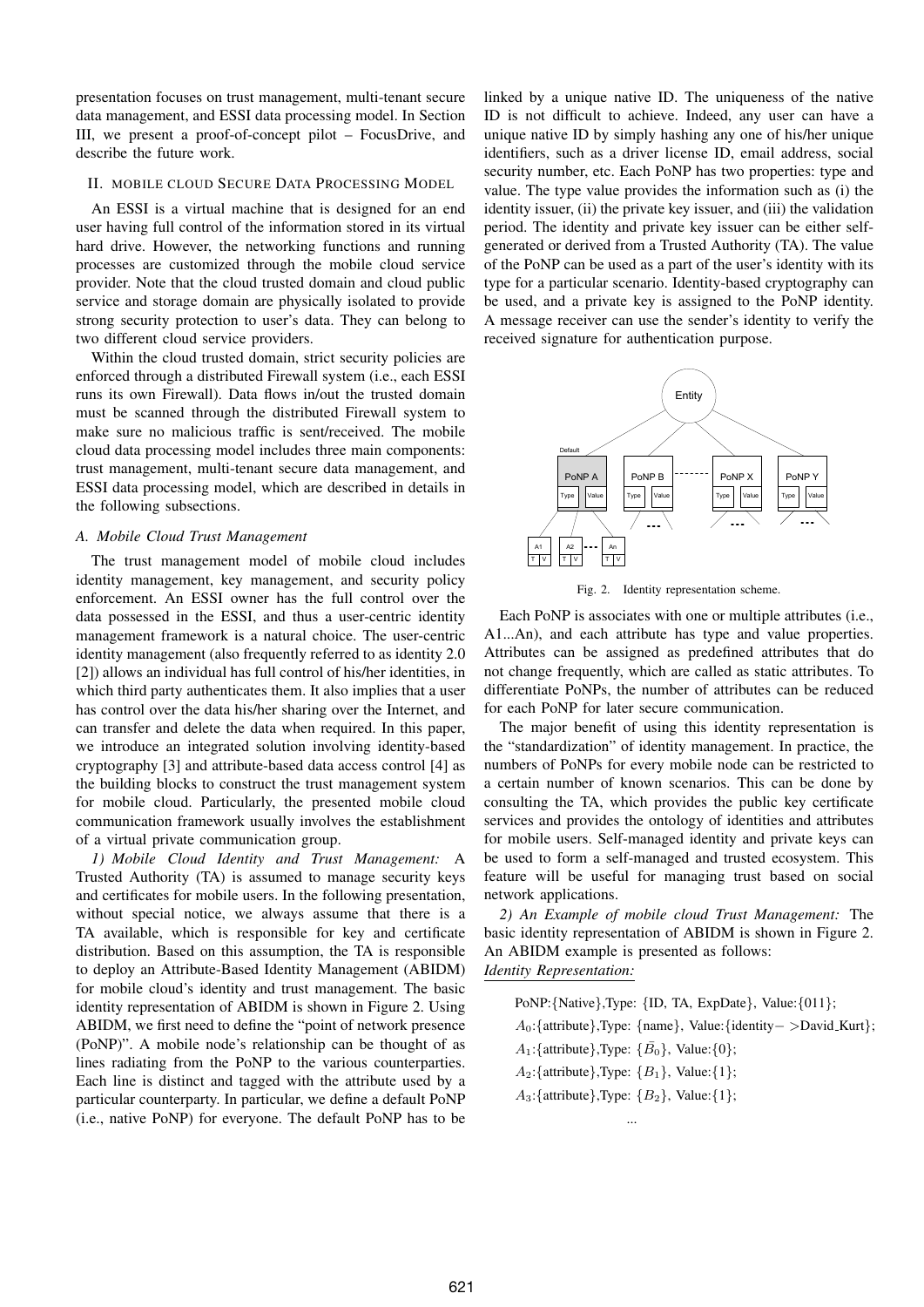presentation focuses on trust management, multi-tenant secure data management, and ESSI data processing model. In Section III, we present a proof-of-concept pilot – FocusDrive, and describe the future work.

## II. Mobile Cloud Secure Data Processing Model

An ESSI is a virtual machine that is designed for an end user having full control of the information stored in its virtual hard drive. However, the networking functions and running processes are customized through the mobile cloud service provider. Note that the cloud trusted domain and cloud public service and storage domain are physically isolated to provide strong security protection to user's data. They can belong to two different cloud service providers.

Within the cloud trusted domain, strict security policies are enforced through a distributed Firewall system (i.e., each ESSI runs its own Firewall). Data flows in/out the trusted domain must be scanned through the distributed Firewall system to make sure no malicious traffic is sent/received. The mobile cloud data processing model includes three main components: trust management, multi-tenant secure data management, and ESSI data processing model, which are described in details in the following subsections.

### A. Mobile Cloud Trust Management

The trust management model of mobile cloud includes identity management, key management, and security policy enforcement. An ESSI owner has the full control over the data possessed in the ESSI, and thus a user-centric identity management framework is a natural choice. The user-centric identity management (also frequently referred to as identity 2.0 [2]) allows an individual has full control of his/her identities, in which third party authenticates them. It also implies that a user has control over the data his/her sharing over the Internet, and can transfer and delete the data when required. In this paper, we introduce an integrated solution involving identity-based cryptography [3] and attribute-based data access control [4] as the building blocks to construct the trust management system for mobile cloud. Particularly, the presented mobile cloud communication framework usually involves the establishment of a virtual private communication group.

*1) Mobile Cloud Identity and Trust Management:* A Trusted Authority (TA) is assumed to manage security keys and certificates for mobile users. In the following presentation, without special notice, we always assume that there is a TA available, which is responsible for key and certificate distribution. Based on this assumption, the TA is responsible to deploy an Attribute-Based Identity Management (ABIDM) for mobile cloud's identity and trust management. The basic identity representation of ABIDM is shown in Figure 2. Using ABIDM, we first need to define the "point of network presence (PoNP)". A mobile node's relationship can be thought of as lines radiating from the PoNP to the various counterparties. Each line is distinct and tagged with the attribute used by a particular counterparty. In particular, we define a default PoNP (i.e., native PoNP) for everyone. The default PoNP has to be linked by a unique native ID. The uniqueness of the native ID is not difficult to achieve. Indeed, any user can have a unique native ID by simply hashing any one of his/her unique identifiers, such as a driver license ID, email address, social security number, etc. Each PoNP has two properties: type and value. The type value provides the information such as (i) the identity issuer, (ii) the private key issuer, and (iii) the validation period. The identity and private key issuer can be either self-generated or derived from a Trusted Authority (TA). The value of the PoNP can be used as a part of the user's identity with its type for a particular scenario. Identity-based cryptography can be used, and a private key is assigned to the PoNP identity. A message receiver can use the sender's identity to verify the received signature for authentication purpose.

Fig. 2. Identity representation scheme.

Each PoNP is associates with one or multiple attributes (i.e., A1...An), and each attribute has type and value properties. Attributes can be assigned as predefined attributes that do not change frequently, which are called as static attributes. To differentiate PoNPs, the number of attributes can be reduced for each PoNP for later secure communication.

The major benefit of using this identity representation is the "standardization" of identity management. In practice, the numbers of PoNPs for every mobile node can be restricted to a certain number of known scenarios. This can be done by consulting the TA, which provides the public key certificate services and provides the ontology of identities and attributes for mobile users. Self-managed identity and private keys can be used to form a self-managed and trusted ecosystem. This feature will be useful for managing trust based on social network applications.

*2) An Example of mobile cloud Trust Management:* The basic identity representation of ABIDM is shown in Figure 2. An ABIDM example is presented as follows:

***Identity Representation:***

PoNP:{Native},Type: {ID, TA, ExpDate}, Value:{011};

$A_0$:{attribute},Type: {name}, Value:{identity− >David_Kurt};

$A_1$:{attribute},Type: {$\bar{B_0}$}, Value:{0};

$A_2$:{attribute},Type: {$B_1$}, Value:{1};

$A_3$:{attribute},Type: {$B_2$}, Value:{1};

...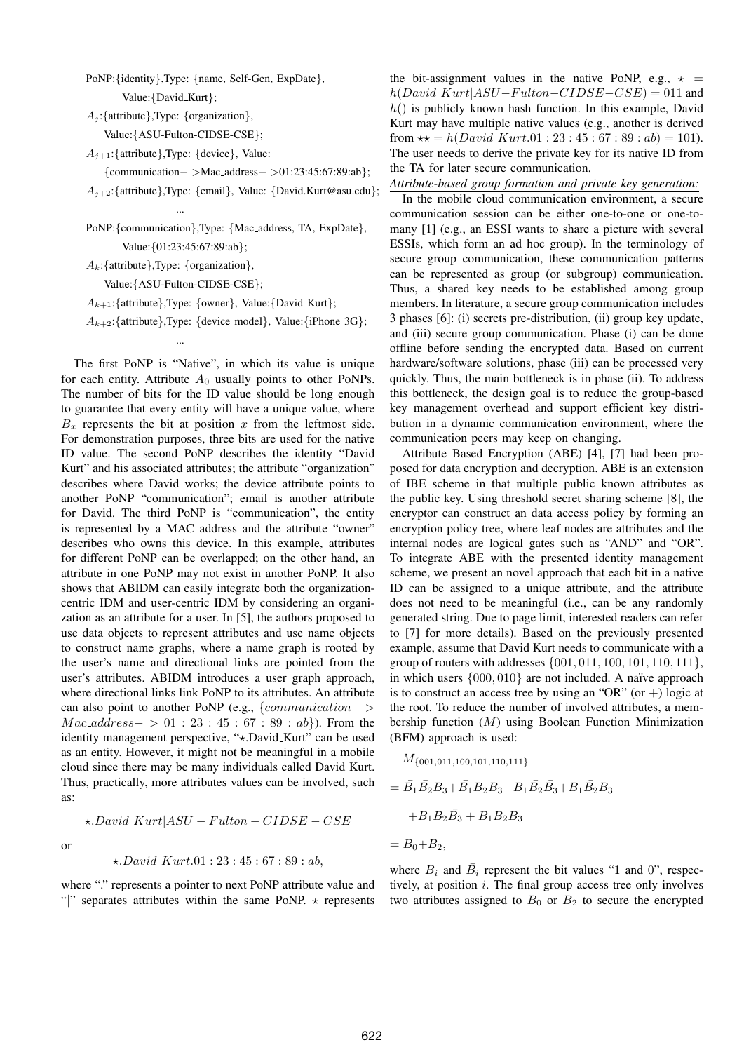PoNP:{identity},Type: {name, Self-Gen, ExpDate},

Value:{David_Kurt};

$A_j$:{attribute},Type: {organization},

Value:{ASU-Fulton-CIDSE-CSE};

$A_{j+1}$:{attribute},Type: {device}, Value:

{communication− >Mac_address− >01:23:45:67:89:ab};

$A_{j+2}$:{attribute},Type: {email}, Value: {David.Kurt@asu.edu};

...

PoNP:{communication},Type: {Mac_address, TA, ExpDate},

Value:{01:23:45:67:89:ab};

$A_k$:{attribute},Type: {organization},

Value:{ASU-Fulton-CIDSE-CSE};

$A_{k+1}$:{attribute},Type: {owner}, Value:{David_Kurt};

$A_{k+2}$:{attribute},Type: {device_model}, Value:{iPhone_3G};

...

The first PoNP is "Native", in which its value is unique for each entity. Attribute $A_0$ usually points to other PoNPs. The number of bits for the ID value should be long enough to guarantee that every entity will have a unique value, where $B_x$ represents the bit at position $x$ from the leftmost side. For demonstration purposes, three bits are used for the native ID value. The second PoNP describes the identity "David Kurt" and his associated attributes; the attribute "organization" describes where David works; the device attribute points to another PoNP "communication"; email is another attribute for David. The third PoNP is "communication", the entity is represented by a MAC address and the attribute "owner" describes who owns this device. In this example, attributes for different PoNP can be overlapped; on the other hand, an attribute in one PoNP may not exist in another PoNP. It also shows that ABIDM can easily integrate both the organization-centric IDM and user-centric IDM by considering an organization as an attribute for a user. In [5], the authors proposed to use data objects to represent attributes and use name objects to construct name graphs, where a name graph is rooted by the user's name and directional links are pointed from the user's attributes. ABIDM introduces a user graph approach, where directional links link PoNP to its attributes. An attribute can also point to another PoNP (e.g., $\{communication- > Mac\_address- > 01:23:45:67:89:ab\}$). From the identity management perspective, "$\star$.David_Kurt" can be used as an entity. However, it might not be meaningful in a mobile cloud since there may be many individuals called David Kurt. Thus, practically, more attributes values can be involved, such as:

$$\star.David\_Kurt|ASU-Fulton-CIDSE-CSE$$

or

$$\star.David\_Kurt.01:23:45:67:89:ab,$$

where "." represents a pointer to next PoNP attribute value and "|" separates attributes within the same PoNP. $\star$ represents the bit-assignment values in the native PoNP, e.g., $\star = h(David\_Kurt|ASU-Fulton-CIDSE-CSE) = 011$ and $h()$ is publicly known hash function. In this example, David Kurt may have multiple native values (e.g., another is derived from $\star\star = h(David\_Kurt.01:23:45:67:89:ab) = 101$). The user needs to derive the private key for its native ID from the TA for later secure communication.

*Attribute-based group formation and private key generation:* In the mobile cloud communication environment, a secure communication session can be either one-to-one or one-to-many [1] (e.g., an ESSI wants to share a picture with several ESSIs, which form an ad hoc group). In the terminology of secure group communication, these communication patterns can be represented as group (or subgroup) communication. Thus, a shared key needs to be established among group members. In literature, a secure group communication includes 3 phases [6]: (i) secrets pre-distribution, (ii) group key update, and (iii) secure group communication. Phase (i) can be done offline before sending the encrypted data. Based on current hardware/software solutions, phase (iii) can be processed very quickly. Thus, the main bottleneck is in phase (ii). To address this bottleneck, the design goal is to reduce the group-based key management overhead and support efficient key distribution in a dynamic communication environment, where the communication peers may keep on changing.

Attribute Based Encryption (ABE) [4], [7] had been proposed for data encryption and decryption. ABE is an extension of IBE scheme in that multiple public known attributes as the public key. Using threshold secret sharing scheme [8], the encryptor can construct an data access policy by forming an encryption policy tree, where leaf nodes are attributes and the internal nodes are logical gates such as "AND" and "OR". To integrate ABE with the presented identity management scheme, we present an novel approach that each bit in a native ID can be assigned to a unique attribute, and the attribute does not need to be meaningful (i.e., can be any randomly generated string. Due to page limit, interested readers can refer to [7] for more details). Based on the previously presented example, assume that David Kurt needs to communicate with a group of routers with addresses $\{001, 011, 100, 101, 110, 111\}$, in which users $\{000, 010\}$ are not included. A naïve approach is to construct an access tree by using an "OR" (or +) logic at the root. To reduce the number of involved attributes, a membership function ($M$) using Boolean Function Minimization (BFM) approach is used:

$$
\begin{aligned}
&M_{\{001,011,100,101,110,111\}} \\
&= \bar{B_1}\bar{B_2}B_3 + \bar{B_1}B_2B_3 + B_1\bar{B_2}\bar{B_3} + B_1\bar{B_2}B_3 \\
&\quad + B_1B_2\bar{B_3} + B_1B_2B_3 \\
&= B_0 + B_2,
\end{aligned}
$$

where $B_i$ and $\bar{B_i}$ represent the bit values "1 and 0", respectively, at position $i$. The final group access tree only involves two attributes assigned to $B_0$ or $B_2$ to secure the encrypted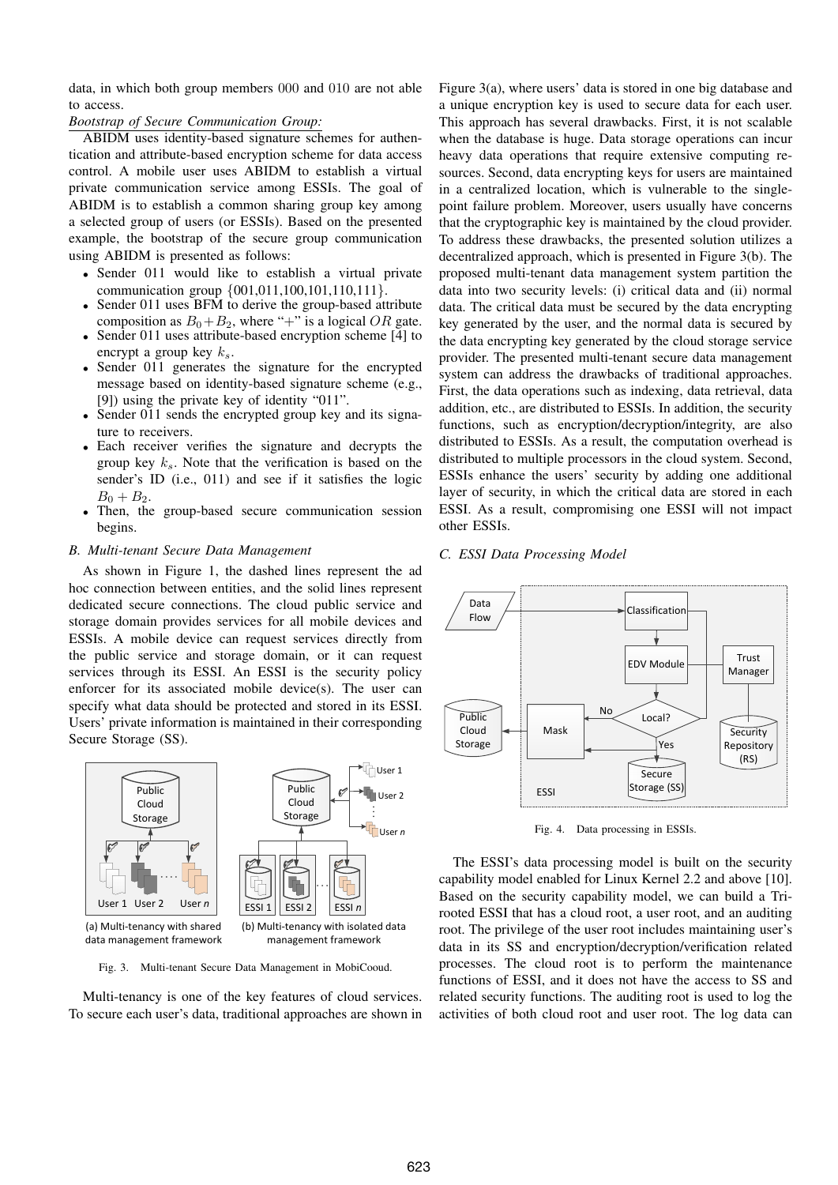data, in which both group members 000 and 010 are not able to access.

*Bootstrap of Secure Communication Group:*

ABIDM uses identity-based signature schemes for authentication and attribute-based encryption scheme for data access control. A mobile user uses ABIDM to establish a virtual private communication service among ESSIs. The goal of ABIDM is to establish a common sharing group key among a selected group of users (or ESSIs). Based on the presented example, the bootstrap of the secure group communication using ABIDM is presented as follows:

- Sender 011 would like to establish a virtual private communication group {001,011,100,101,110,111}.
- Sender 011 uses BFM to derive the group-based attribute composition as $B_0 + B_2$, where "+" is a logical $OR$ gate.
- Sender 011 uses attribute-based encryption scheme [4] to encrypt a group key $k_s$.
- Sender 011 generates the signature for the encrypted message based on identity-based signature scheme (e.g., [9]) using the private key of identity "011".
- Sender 011 sends the encrypted group key and its signature to receivers.
- Each receiver verifies the signature and decrypts the group key $k_s$. Note that the verification is based on the sender's ID (i.e., 011) and see if it satisfies the logic $B_0 + B_2$.
- Then, the group-based secure communication session begins.

### B. Multi-tenant Secure Data Management

As shown in Figure 1, the dashed lines represent the ad hoc connection between entities, and the solid lines represent dedicated secure connections. The cloud public service and storage domain provides services for all mobile devices and ESSIs. A mobile device can request services directly from the public service and storage domain, or it can request services through its ESSI. An ESSI is the security policy enforcer for its associated mobile device(s). The user can specify what data should be protected and stored in its ESSI. Users' private information is maintained in their corresponding Secure Storage (SS).

(a) Multi-tenancy with shared data management framework (b) Multi-tenancy with isolated data management framework

Fig. 3. Multi-tenant Secure Data Management in MobiCooud.

Multi-tenancy is one of the key features of cloud services. To secure each user's data, traditional approaches are shown in Figure 3(a), where users' data is stored in one big database and a unique encryption key is used to secure data for each user. This approach has several drawbacks. First, it is not scalable when the database is huge. Data storage operations can incur heavy data operations that require extensive computing resources. Second, data encrypting keys for users are maintained in a centralized location, which is vulnerable to the single-point failure problem. Moreover, users usually have concerns that the cryptographic key is maintained by the cloud provider. To address these drawbacks, the presented solution utilizes a decentralized approach, which is presented in Figure 3(b). The proposed multi-tenant data management system partition the data into two security levels: (i) critical data and (ii) normal data. The critical data must be secured by the data encrypting key generated by the user, and the normal data is secured by the data encrypting key generated by the cloud storage service provider. The presented multi-tenant secure data management system can address the drawbacks of traditional approaches. First, the data operations such as indexing, data retrieval, data addition, etc., are distributed to ESSIs. In addition, the security functions, such as encryption/decryption/integrity, are also distributed to ESSIs. As a result, the computation overhead is distributed to multiple processors in the cloud system. Second, ESSIs enhance the users' security by adding one additional layer of security, in which the critical data are stored in each ESSI. As a result, compromising one ESSI will not impact other ESSIs.

### C. ESSI Data Processing Model

Fig. 4. Data processing in ESSIs.

The ESSI's data processing model is built on the security capability model enabled for Linux Kernel 2.2 and above [10]. Based on the security capability model, we can build a Tri-rooted ESSI that has a cloud root, a user root, and an auditing root. The privilege of the user root includes maintaining user's data in its SS and encryption/decryption/verification related processes. The cloud root is to perform the maintenance functions of ESSI, and it does not have the access to SS and related security functions. The auditing root is used to log the activities of both cloud root and user root. The log data can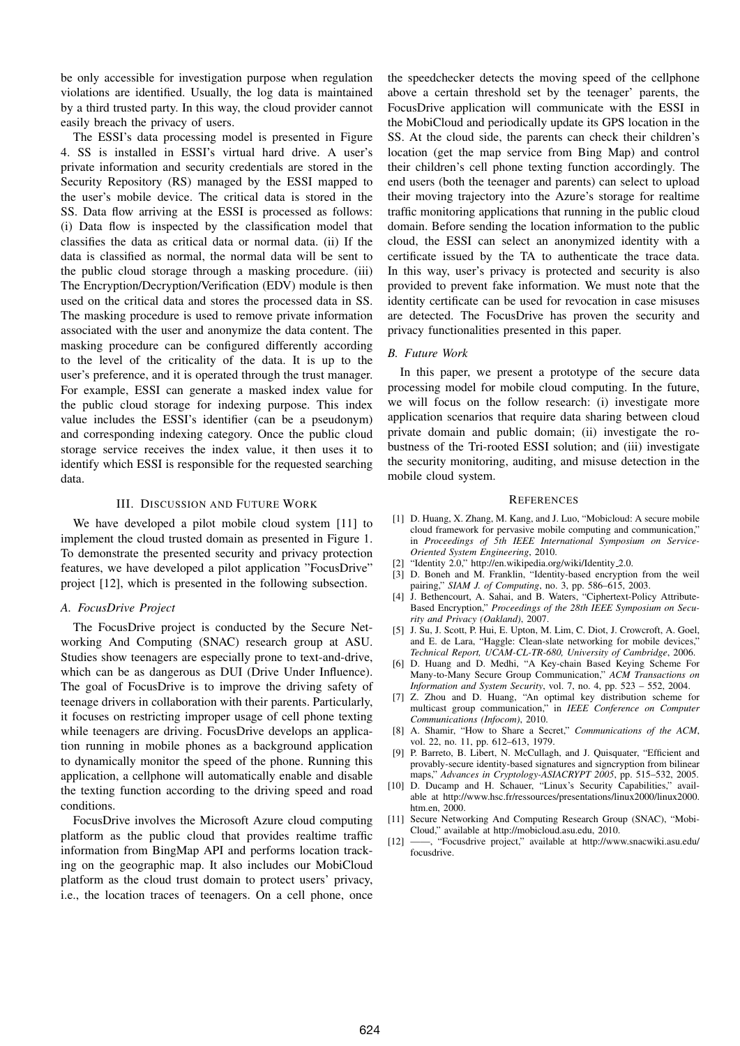be only accessible for investigation purpose when regulation violations are identified. Usually, the log data is maintained by a third trusted party. In this way, the cloud provider cannot easily breach the privacy of users.

The ESSI's data processing model is presented in Figure 4. SS is installed in ESSI's virtual hard drive. A user's private information and security credentials are stored in the Security Repository (RS) managed by the ESSI mapped to the user's mobile device. The critical data is stored in the SS. Data flow arriving at the ESSI is processed as follows: (i) Data flow is inspected by the classification model that classifies the data as critical data or normal data. (ii) If the data is classified as normal, the normal data will be sent to the public cloud storage through a masking procedure. (iii) The Encryption/Decryption/Verification (EDV) module is then used on the critical data and stores the processed data in SS. The masking procedure is used to remove private information associated with the user and anonymize the data content. The masking procedure can be configured differently according to the level of the criticality of the data. It is up to the user's preference, and it is operated through the trust manager. For example, ESSI can generate a masked index value for the public cloud storage for indexing purpose. This index value includes the ESSI's identifier (can be a pseudonym) and corresponding indexing category. Once the public cloud storage service receives the index value, it then uses it to identify which ESSI is responsible for the requested searching data.

## III. Discussion and Future Work

We have developed a pilot mobile cloud system [11] to implement the cloud trusted domain as presented in Figure 1. To demonstrate the presented security and privacy protection features, we have developed a pilot application "FocusDrive" project [12], which is presented in the following subsection.

### A. FocusDrive Project

The FocusDrive project is conducted by the Secure Networking And Computing (SNAC) research group at ASU. Studies show teenagers are especially prone to text-and-drive, which can be as dangerous as DUI (Drive Under Influence). The goal of FocusDrive is to improve the driving safety of teenage drivers in collaboration with their parents. Particularly, it focuses on restricting improper usage of cell phone texting while teenagers are driving. FocusDrive develops an application running in mobile phones as a background application to dynamically monitor the speed of the phone. Running this application, a cellphone will automatically enable and disable the texting function according to the driving speed and road conditions.

FocusDrive involves the Microsoft Azure cloud computing platform as the public cloud that provides realtime traffic information from BingMap API and performs location tracking on the geographic map. It also includes our MobiCloud platform as the cloud trust domain to protect users' privacy, i.e., the location traces of teenagers. On a cell phone, once the speedchecker detects the moving speed of the cellphone above a certain threshold set by the teenager' parents, the FocusDrive application will communicate with the ESSI in the MobiCloud and periodically update its GPS location in the SS. At the cloud side, the parents can check their children's location (get the map service from Bing Map) and control their children's cell phone texting function accordingly. The end users (both the teenager and parents) can select to upload their moving trajectory into the Azure's storage for realtime traffic monitoring applications that running in the public cloud domain. Before sending the location information to the public cloud, the ESSI can select an anonymized identity with a certificate issued by the TA to authenticate the trace data. In this way, user's privacy is protected and security is also provided to prevent fake information. We must note that the identity certificate can be used for revocation in case misuses are detected. The FocusDrive has proven the security and privacy functionalities presented in this paper.

### B. Future Work

In this paper, we present a prototype of the secure data processing model for mobile cloud computing. In the future, we will focus on the follow research: (i) investigate more application scenarios that require data sharing between cloud private domain and public domain; (ii) investigate the robustness of the Tri-rooted ESSI solution; and (iii) investigate the security monitoring, auditing, and misuse detection in the mobile cloud system.

## References

[1] D. Huang, X. Zhang, M. Kang, and J. Luo, "Mobicloud: A secure mobile cloud framework for pervasive mobile computing and communication," in *Proceedings of 5th IEEE International Symposium on Service-Oriented System Engineering*, 2010.

[2] "Identity 2.0," http://en.wikipedia.org/wiki/Identity_2.0.

[3] D. Boneh and M. Franklin, "Identity-based encryption from the weil pairing," *SIAM J. of Computing*, no. 3, pp. 586–615, 2003.

[4] J. Bethencourt, A. Sahai, and B. Waters, "Ciphertext-Policy Attribute-Based Encryption," *Proceedings of the 28th IEEE Symposium on Security and Privacy (Oakland)*, 2007.

[5] J. Su, J. Scott, P. Hui, E. Upton, M. Lim, C. Diot, J. Crowcroft, A. Goel, and E. de Lara, "Haggle: Clean-slate networking for mobile devices," *Technical Report, UCAM-CL-TR-680, University of Cambridge*, 2006.

[6] D. Huang and D. Medhi, "A Key-chain Based Keying Scheme For Many-to-Many Secure Group Communication," *ACM Transactions on Information and System Security*, vol. 7, no. 4, pp. 523 – 552, 2004.

[7] Z. Zhou and D. Huang, "An optimal key distribution scheme for multicast group communication," in *IEEE Conference on Computer Communications (Infocom)*, 2010.

[8] A. Shamir, "How to Share a Secret," *Communications of the ACM*, vol. 22, no. 11, pp. 612–613, 1979.

[9] P. Barreto, B. Libert, N. McCullagh, and J. Quisquater, "Efficient and provably-secure identity-based signatures and signcryption from bilinear maps," *Advances in Cryptology-ASIACRYPT 2005*, pp. 515–532, 2005.

[10] D. Ducamp and H. Schauer, "Linux's Security Capabilities," available at http://www.hsc.fr/ressources/presentations/linux2000/linux2000.htm.en, 2000.

[11] Secure Networking And Computing Research Group (SNAC), "MobiCloud," available at http://mobicloud.asu.edu, 2010.

[12] ——, "Focusdrive project," available at http://www.snacwiki.asu.edu/focusdrive.